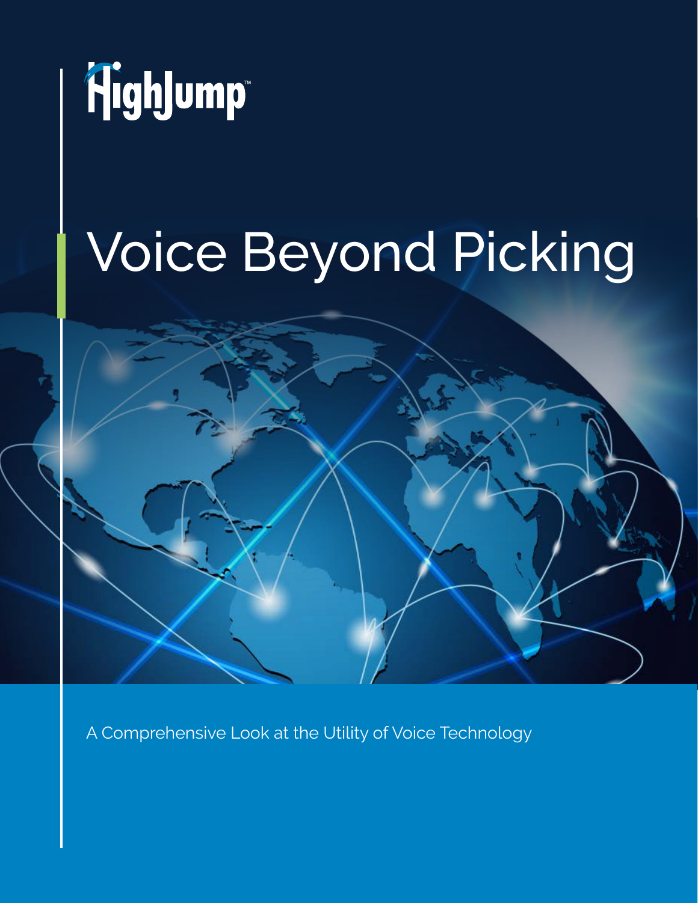HighJump™

# Voice Beyond Picking

A Comprehensive Look at the Utility of Voice Technology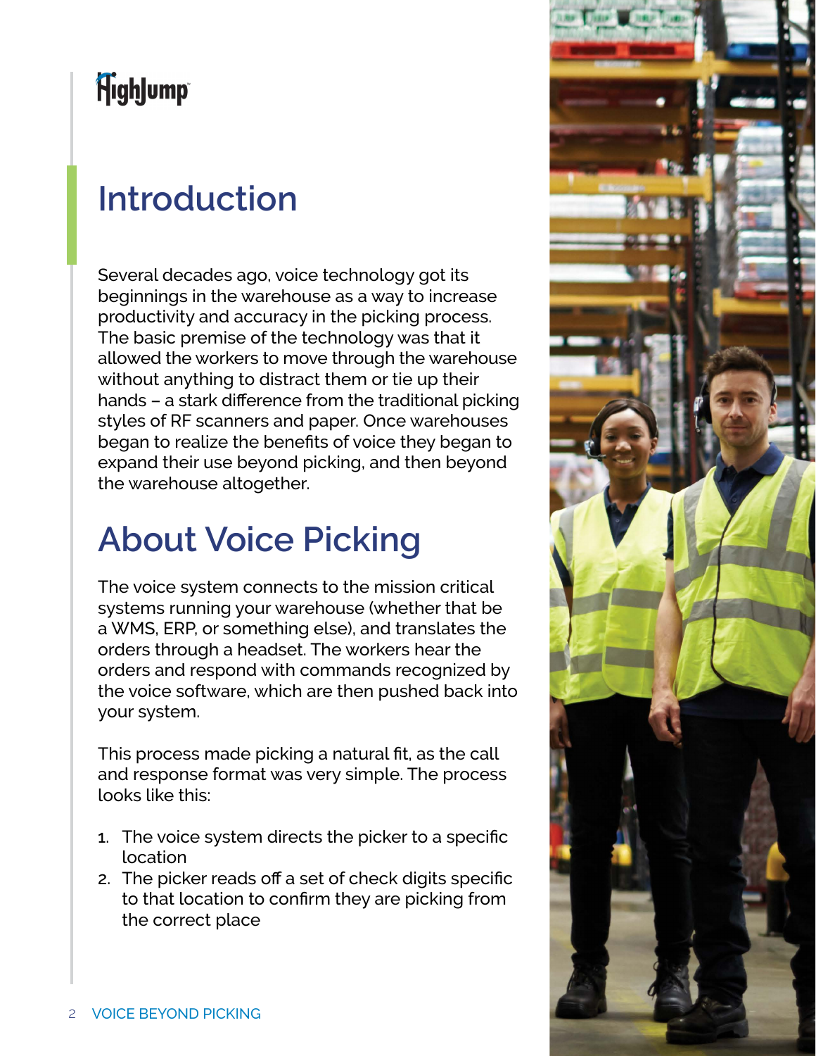# Introduction

Several decades ago, voice technology got its beginnings in the warehouse as a way to increase productivity and accuracy in the picking process. The basic premise of the technology was that it allowed the workers to move through the warehouse without anything to distract them or tie up their hands – a stark difference from the traditional picking styles of RF scanners and paper. Once warehouses began to realize the benefits of voice they began to expand their use beyond picking, and then beyond the warehouse altogether.

# About Voice Picking

The voice system connects to the mission critical systems running your warehouse (whether that be a WMS, ERP, or something else), and translates the orders through a headset. The workers hear the orders and respond with commands recognized by the voice software, which are then pushed back into your system.

This process made picking a natural fit, as the call and response format was very simple. The process looks like this:

1. The voice system directs the picker to a specific location
2. The picker reads off a set of check digits specific to that location to confirm they are picking from the correct place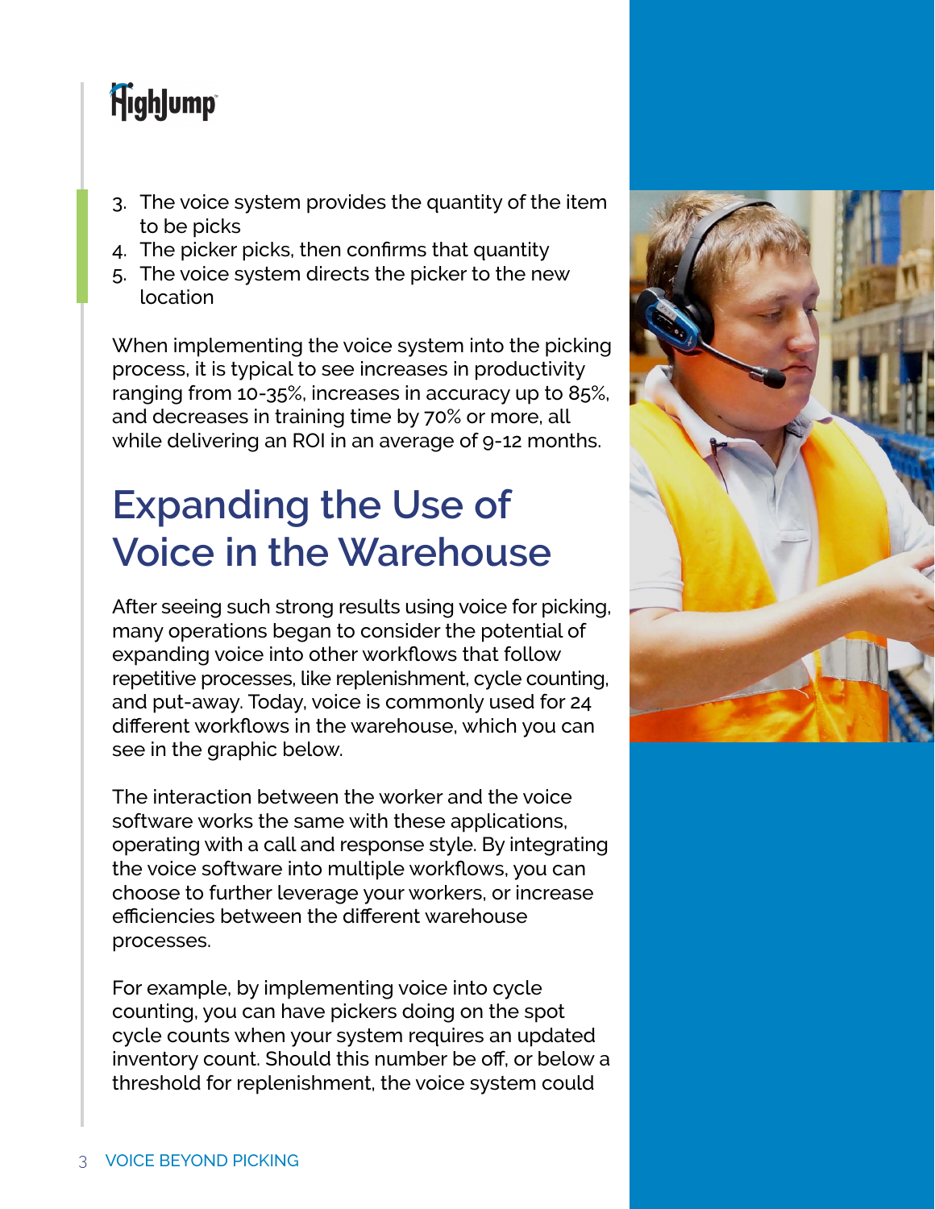3. The voice system provides the quantity of the item to be picks
4. The picker picks, then confirms that quantity
5. The voice system directs the picker to the new location

When implementing the voice system into the picking process, it is typical to see increases in productivity ranging from 10-35%, increases in accuracy up to 85%, and decreases in training time by 70% or more, all while delivering an ROI in an average of 9-12 months.

# Expanding the Use of Voice in the Warehouse

After seeing such strong results using voice for picking, many operations began to consider the potential of expanding voice into other workflows that follow repetitive processes, like replenishment, cycle counting, and put-away. Today, voice is commonly used for 24 different workflows in the warehouse, which you can see in the graphic below.

The interaction between the worker and the voice software works the same with these applications, operating with a call and response style. By integrating the voice software into multiple workflows, you can choose to further leverage your workers, or increase efficiencies between the different warehouse processes.

For example, by implementing voice into cycle counting, you can have pickers doing on the spot cycle counts when your system requires an updated inventory count. Should this number be off, or below a threshold for replenishment, the voice system could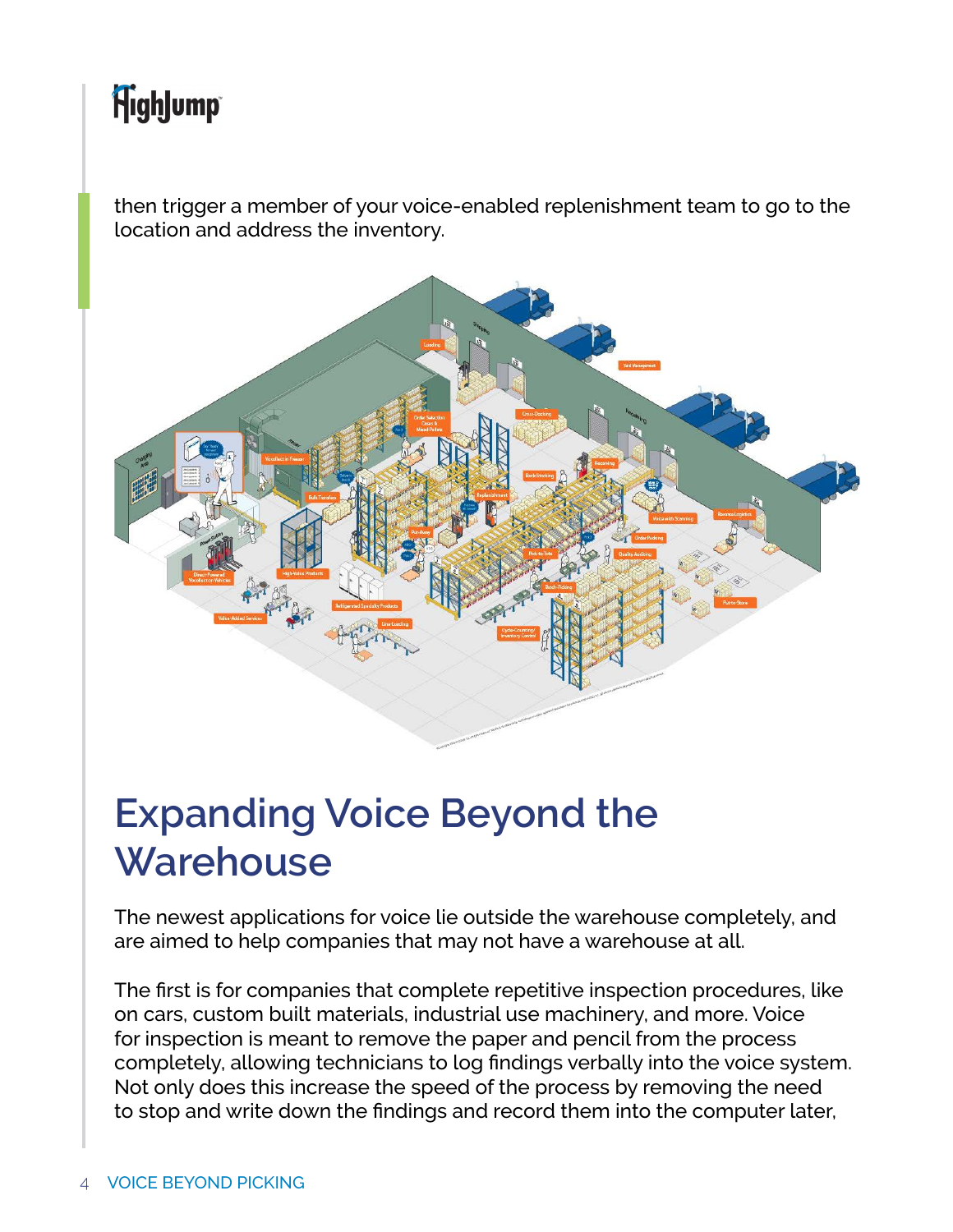then trigger a member of your voice-enabled replenishment team to go to the location and address the inventory.

# Expanding Voice Beyond the Warehouse

The newest applications for voice lie outside the warehouse completely, and are aimed to help companies that may not have a warehouse at all.

The first is for companies that complete repetitive inspection procedures, like on cars, custom built materials, industrial use machinery, and more. Voice for inspection is meant to remove the paper and pencil from the process completely, allowing technicians to log findings verbally into the voice system. Not only does this increase the speed of the process by removing the need to stop and write down the findings and record them into the computer later,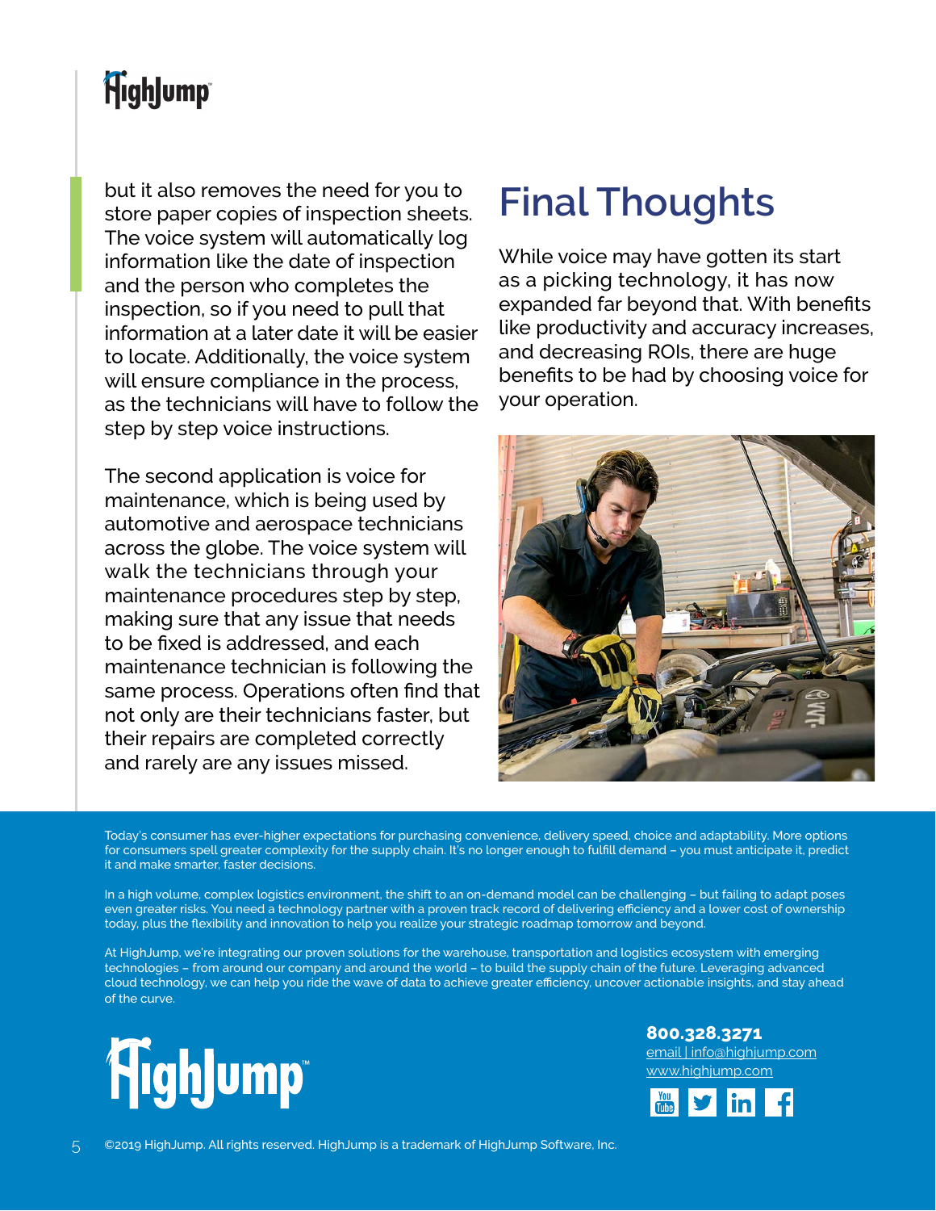but it also removes the need for you to store paper copies of inspection sheets. The voice system will automatically log information like the date of inspection and the person who completes the inspection, so if you need to pull that information at a later date it will be easier to locate. Additionally, the voice system will ensure compliance in the process, as the technicians will have to follow the step by step voice instructions.

The second application is voice for maintenance, which is being used by automotive and aerospace technicians across the globe. The voice system will walk the technicians through your maintenance procedures step by step, making sure that any issue that needs to be fixed is addressed, and each maintenance technician is following the same process. Operations often find that not only are their technicians faster, but their repairs are completed correctly and rarely are any issues missed.

# Final Thoughts

While voice may have gotten its start as a picking technology, it has now expanded far beyond that. With benefits like productivity and accuracy increases, and decreasing ROIs, there are huge benefits to be had by choosing voice for your operation.

Today's consumer has ever-higher expectations for purchasing convenience, delivery speed, choice and adaptability. More options for consumers spell greater complexity for the supply chain. It's no longer enough to fulfill demand – you must anticipate it, predict it and make smarter, faster decisions.

In a high volume, complex logistics environment, the shift to an on-demand model can be challenging – but failing to adapt poses even greater risks. You need a technology partner with a proven track record of delivering efficiency and a lower cost of ownership today, plus the flexibility and innovation to help you realize your strategic roadmap tomorrow and beyond.

At HighJump, we're integrating our proven solutions for the warehouse, transportation and logistics ecosystem with emerging technologies – from around our company and around the world – to build the supply chain of the future. Leveraging advanced cloud technology, we can help you ride the wave of data to achieve greater efficiency, uncover actionable insights, and stay ahead of the curve.

HighJump™

**800.328.3271**
email | info@highjump.com
www.highjump.com

©2019 HighJump. All rights reserved. HighJump is a trademark of HighJump Software, Inc.